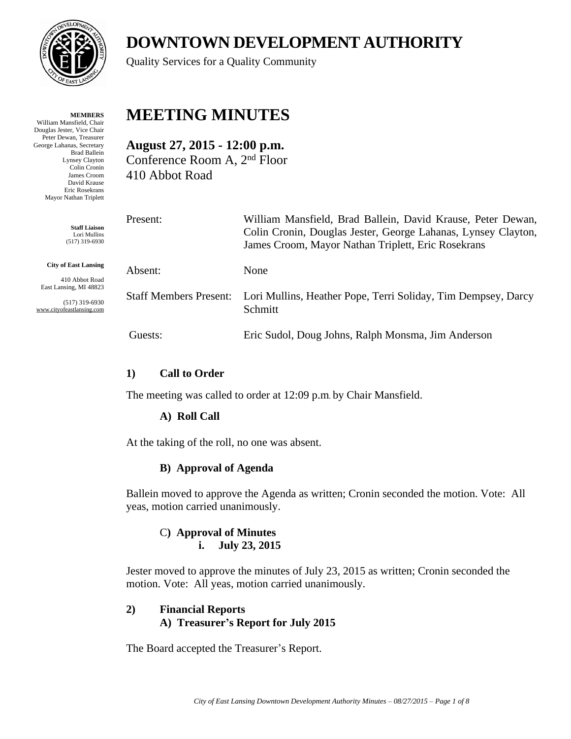# DOWNTOWN DEVELOPMENT AUTHORITY

Quality Services for a Quality Community

**MEMBERS**
William Mansfield, Chair
Douglas Jester, Vice Chair
Peter Dewan, Treasurer
George Lahanas, Secretary
Brad Ballein
Lynsey Clayton
Colin Cronin
James Croom
David Krause
Eric Rosekrans
Mayor Nathan Triplett

**Staff Liaison**
Lori Mullins
(517) 319-6930

**City of East Lansing**
410 Abbot Road
East Lansing, MI 48823

(517) 319-6930
www.cityofeastlansing.com

# MEETING MINUTES

**August 27, 2015 - 12:00 p.m.**
Conference Room A, 2nd Floor
410 Abbot Road

| | |
|---|---|
| Present: | William Mansfield, Brad Ballein, David Krause, Peter Dewan, Colin Cronin, Douglas Jester, George Lahanas, Lynsey Clayton, James Croom, Mayor Nathan Triplett, Eric Rosekrans |
| Absent: | None |
| Staff Members Present: | Lori Mullins, Heather Pope, Terri Soliday, Tim Dempsey, Darcy Schmitt |
| Guests: | Eric Sudol, Doug Johns, Ralph Monsma, Jim Anderson |

## 1) Call to Order

The meeting was called to order at 12:09 p.m. by Chair Mansfield.

### A) Roll Call

At the taking of the roll, no one was absent.

### B) Approval of Agenda

Ballein moved to approve the Agenda as written; Cronin seconded the motion. Vote: All yeas, motion carried unanimously.

### C) Approval of Minutes

**i. July 23, 2015**

Jester moved to approve the minutes of July 23, 2015 as written; Cronin seconded the motion. Vote: All yeas, motion carried unanimously.

## 2) Financial Reports

### A) Treasurer's Report for July 2015

The Board accepted the Treasurer's Report.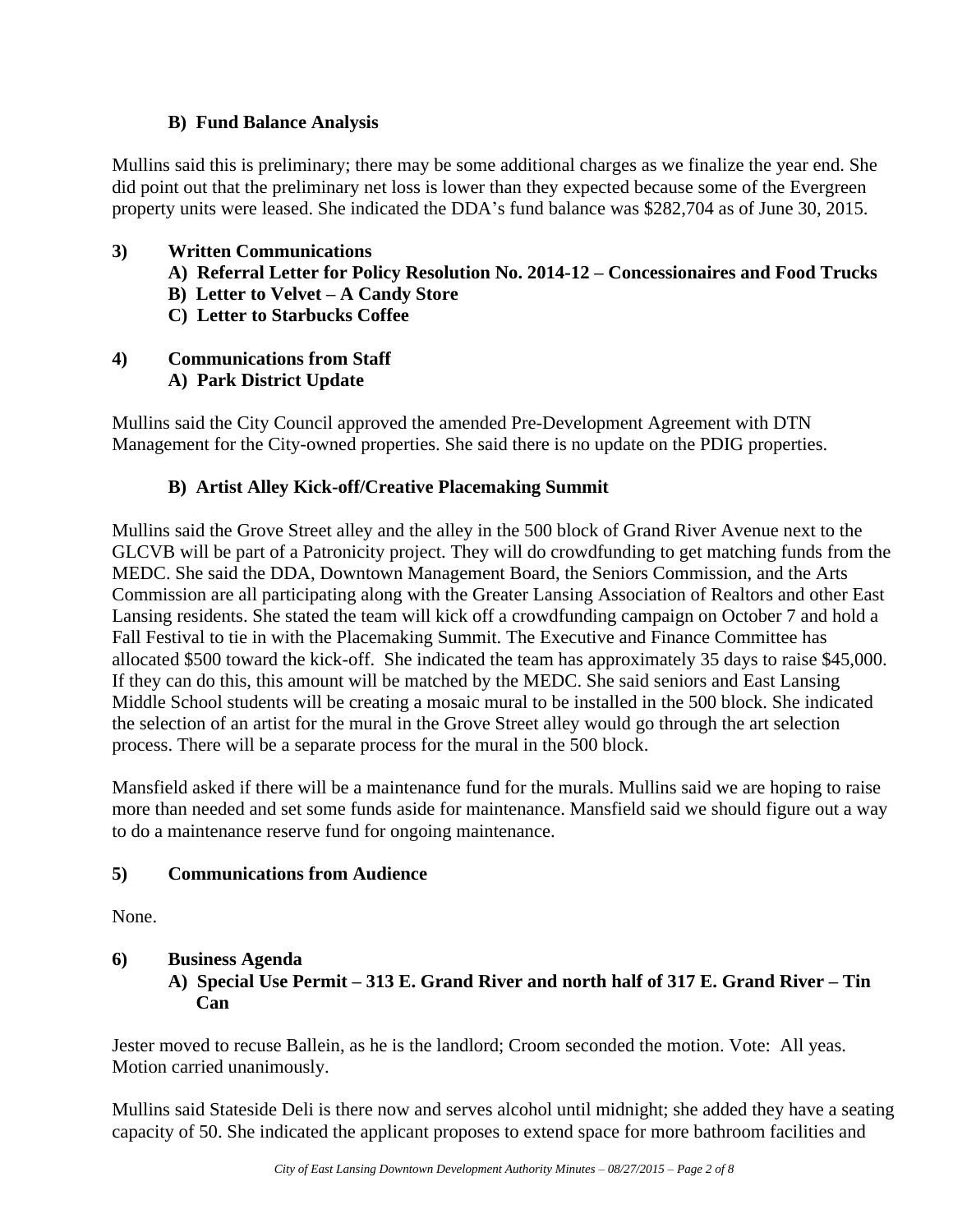**B) Fund Balance Analysis**

Mullins said this is preliminary; there may be some additional charges as we finalize the year end. She did point out that the preliminary net loss is lower than they expected because some of the Evergreen property units were leased. She indicated the DDA's fund balance was $282,704 as of June 30, 2015.

**3) Written Communications**

**A) Referral Letter for Policy Resolution No. 2014-12 – Concessionaires and Food Trucks**

**B) Letter to Velvet – A Candy Store**

**C) Letter to Starbucks Coffee**

**4) Communications from Staff**

**A) Park District Update**

Mullins said the City Council approved the amended Pre-Development Agreement with DTN Management for the City-owned properties. She said there is no update on the PDIG properties.

**B) Artist Alley Kick-off/Creative Placemaking Summit**

Mullins said the Grove Street alley and the alley in the 500 block of Grand River Avenue next to the GLCVB will be part of a Patronicity project. They will do crowdfunding to get matching funds from the MEDC. She said the DDA, Downtown Management Board, the Seniors Commission, and the Arts Commission are all participating along with the Greater Lansing Association of Realtors and other East Lansing residents. She stated the team will kick off a crowdfunding campaign on October 7 and hold a Fall Festival to tie in with the Placemaking Summit. The Executive and Finance Committee has allocated $500 toward the kick-off. She indicated the team has approximately 35 days to raise $45,000. If they can do this, this amount will be matched by the MEDC. She said seniors and East Lansing Middle School students will be creating a mosaic mural to be installed in the 500 block. She indicated the selection of an artist for the mural in the Grove Street alley would go through the art selection process. There will be a separate process for the mural in the 500 block.

Mansfield asked if there will be a maintenance fund for the murals. Mullins said we are hoping to raise more than needed and set some funds aside for maintenance. Mansfield said we should figure out a way to do a maintenance reserve fund for ongoing maintenance.

**5) Communications from Audience**

None.

**6) Business Agenda**

**A) Special Use Permit – 313 E. Grand River and north half of 317 E. Grand River – Tin Can**

Jester moved to recuse Ballein, as he is the landlord; Croom seconded the motion. Vote: All yeas. Motion carried unanimously.

Mullins said Stateside Deli is there now and serves alcohol until midnight; she added they have a seating capacity of 50. She indicated the applicant proposes to extend space for more bathroom facilities and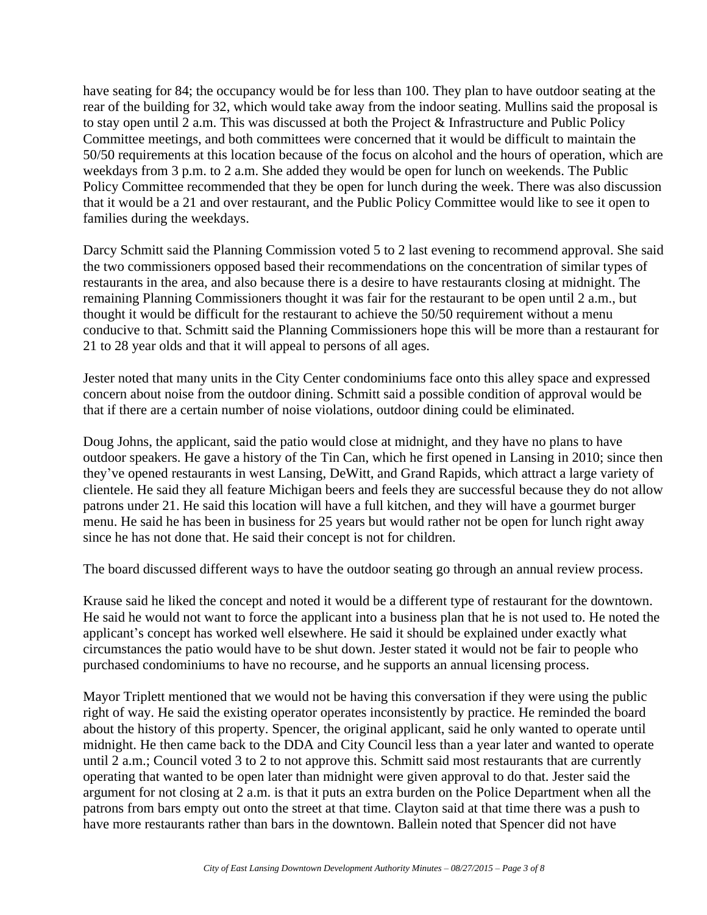have seating for 84; the occupancy would be for less than 100. They plan to have outdoor seating at the rear of the building for 32, which would take away from the indoor seating. Mullins said the proposal is to stay open until 2 a.m. This was discussed at both the Project & Infrastructure and Public Policy Committee meetings, and both committees were concerned that it would be difficult to maintain the 50/50 requirements at this location because of the focus on alcohol and the hours of operation, which are weekdays from 3 p.m. to 2 a.m. She added they would be open for lunch on weekends. The Public Policy Committee recommended that they be open for lunch during the week. There was also discussion that it would be a 21 and over restaurant, and the Public Policy Committee would like to see it open to families during the weekdays.

Darcy Schmitt said the Planning Commission voted 5 to 2 last evening to recommend approval. She said the two commissioners opposed based their recommendations on the concentration of similar types of restaurants in the area, and also because there is a desire to have restaurants closing at midnight. The remaining Planning Commissioners thought it was fair for the restaurant to be open until 2 a.m., but thought it would be difficult for the restaurant to achieve the 50/50 requirement without a menu conducive to that. Schmitt said the Planning Commissioners hope this will be more than a restaurant for 21 to 28 year olds and that it will appeal to persons of all ages.

Jester noted that many units in the City Center condominiums face onto this alley space and expressed concern about noise from the outdoor dining. Schmitt said a possible condition of approval would be that if there are a certain number of noise violations, outdoor dining could be eliminated.

Doug Johns, the applicant, said the patio would close at midnight, and they have no plans to have outdoor speakers. He gave a history of the Tin Can, which he first opened in Lansing in 2010; since then they've opened restaurants in west Lansing, DeWitt, and Grand Rapids, which attract a large variety of clientele. He said they all feature Michigan beers and feels they are successful because they do not allow patrons under 21. He said this location will have a full kitchen, and they will have a gourmet burger menu. He said he has been in business for 25 years but would rather not be open for lunch right away since he has not done that. He said their concept is not for children.

The board discussed different ways to have the outdoor seating go through an annual review process.

Krause said he liked the concept and noted it would be a different type of restaurant for the downtown. He said he would not want to force the applicant into a business plan that he is not used to. He noted the applicant's concept has worked well elsewhere. He said it should be explained under exactly what circumstances the patio would have to be shut down. Jester stated it would not be fair to people who purchased condominiums to have no recourse, and he supports an annual licensing process.

Mayor Triplett mentioned that we would not be having this conversation if they were using the public right of way. He said the existing operator operates inconsistently by practice. He reminded the board about the history of this property. Spencer, the original applicant, said he only wanted to operate until midnight. He then came back to the DDA and City Council less than a year later and wanted to operate until 2 a.m.; Council voted 3 to 2 to not approve this. Schmitt said most restaurants that are currently operating that wanted to be open later than midnight were given approval to do that. Jester said the argument for not closing at 2 a.m. is that it puts an extra burden on the Police Department when all the patrons from bars empty out onto the street at that time. Clayton said at that time there was a push to have more restaurants rather than bars in the downtown. Ballein noted that Spencer did not have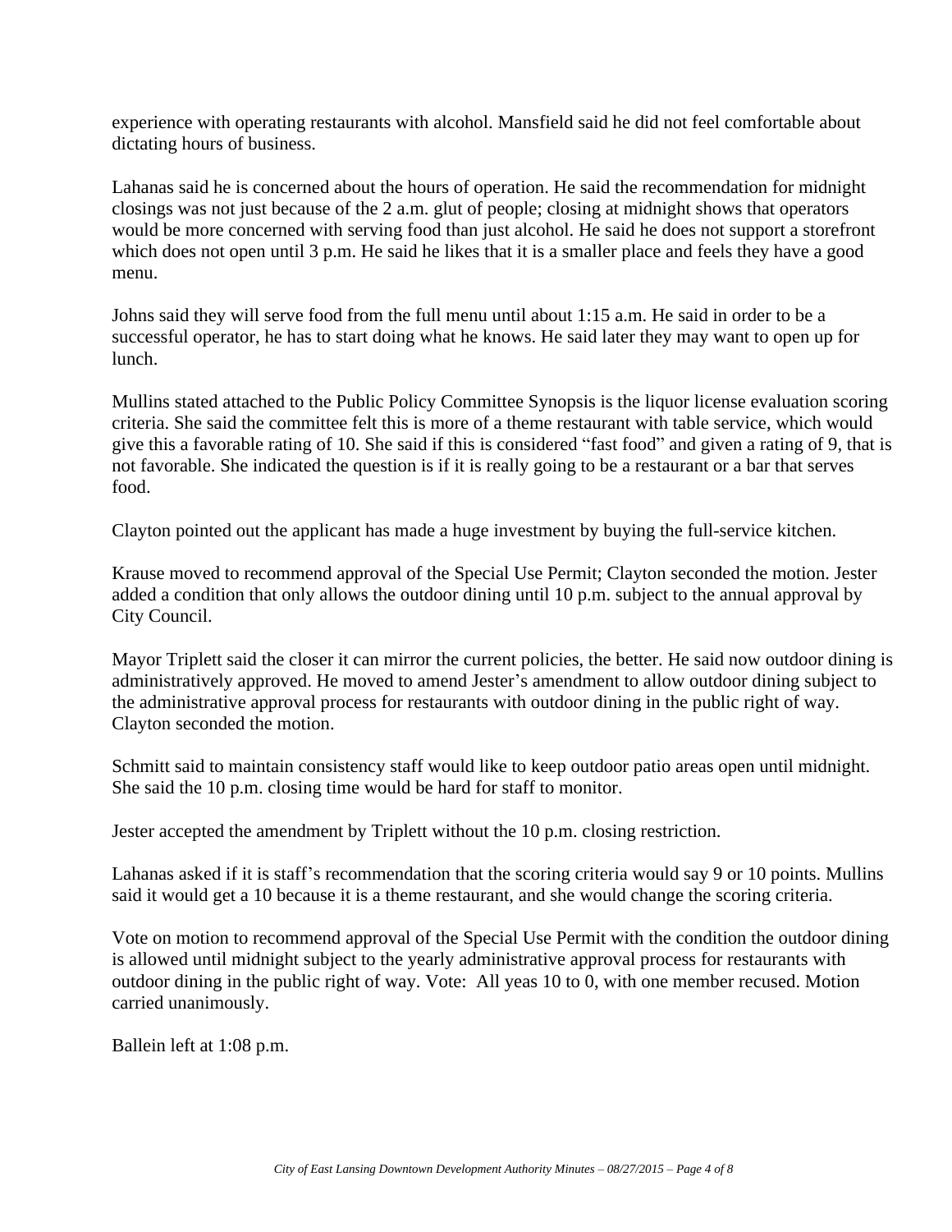experience with operating restaurants with alcohol. Mansfield said he did not feel comfortable about dictating hours of business.

Lahanas said he is concerned about the hours of operation. He said the recommendation for midnight closings was not just because of the 2 a.m. glut of people; closing at midnight shows that operators would be more concerned with serving food than just alcohol. He said he does not support a storefront which does not open until 3 p.m. He said he likes that it is a smaller place and feels they have a good menu.

Johns said they will serve food from the full menu until about 1:15 a.m. He said in order to be a successful operator, he has to start doing what he knows. He said later they may want to open up for lunch.

Mullins stated attached to the Public Policy Committee Synopsis is the liquor license evaluation scoring criteria. She said the committee felt this is more of a theme restaurant with table service, which would give this a favorable rating of 10. She said if this is considered "fast food" and given a rating of 9, that is not favorable. She indicated the question is if it is really going to be a restaurant or a bar that serves food.

Clayton pointed out the applicant has made a huge investment by buying the full-service kitchen.

Krause moved to recommend approval of the Special Use Permit; Clayton seconded the motion. Jester added a condition that only allows the outdoor dining until 10 p.m. subject to the annual approval by City Council.

Mayor Triplett said the closer it can mirror the current policies, the better. He said now outdoor dining is administratively approved. He moved to amend Jester's amendment to allow outdoor dining subject to the administrative approval process for restaurants with outdoor dining in the public right of way. Clayton seconded the motion.

Schmitt said to maintain consistency staff would like to keep outdoor patio areas open until midnight. She said the 10 p.m. closing time would be hard for staff to monitor.

Jester accepted the amendment by Triplett without the 10 p.m. closing restriction.

Lahanas asked if it is staff's recommendation that the scoring criteria would say 9 or 10 points. Mullins said it would get a 10 because it is a theme restaurant, and she would change the scoring criteria.

Vote on motion to recommend approval of the Special Use Permit with the condition the outdoor dining is allowed until midnight subject to the yearly administrative approval process for restaurants with outdoor dining in the public right of way. Vote: All yeas 10 to 0, with one member recused. Motion carried unanimously.

Ballein left at 1:08 p.m.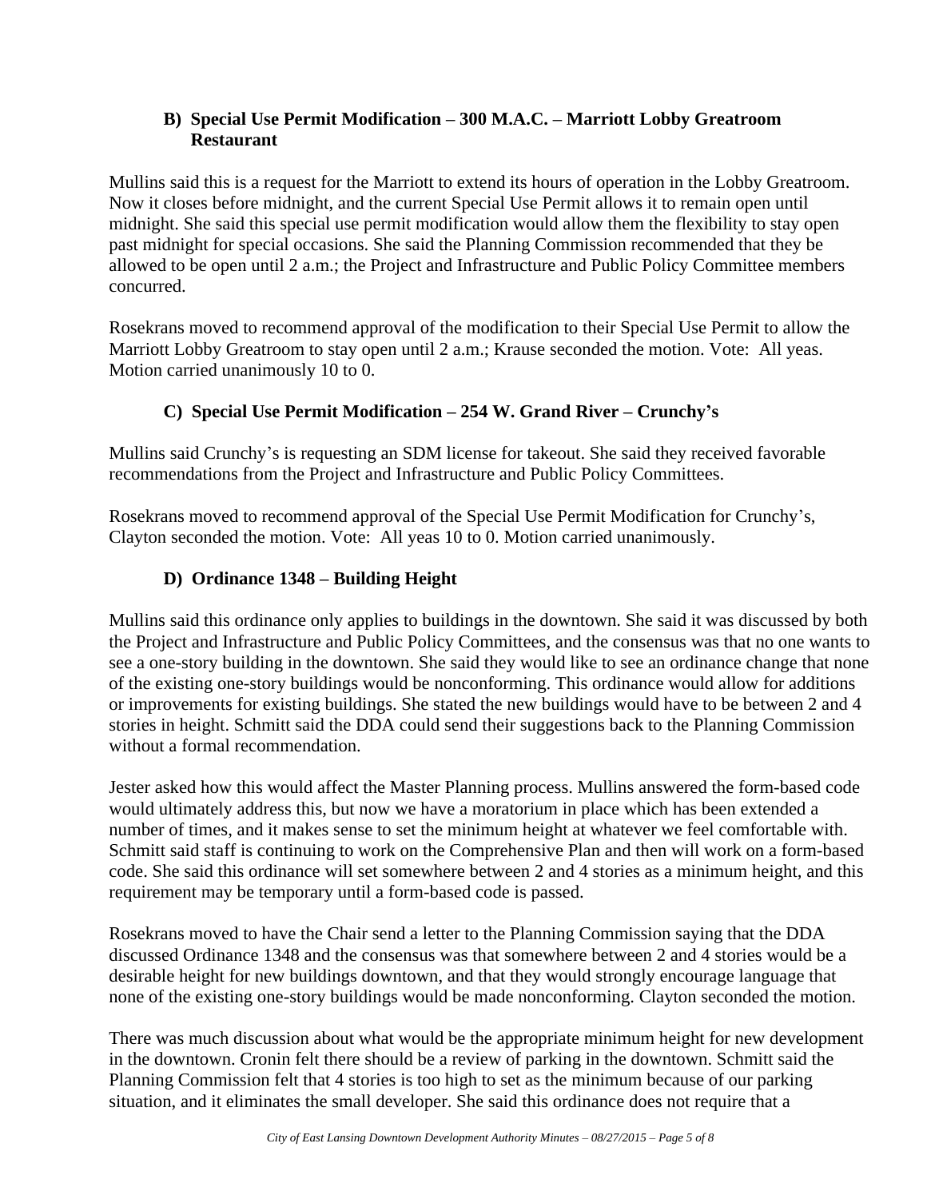### B) Special Use Permit Modification – 300 M.A.C. – Marriott Lobby Greatroom Restaurant

Mullins said this is a request for the Marriott to extend its hours of operation in the Lobby Greatroom. Now it closes before midnight, and the current Special Use Permit allows it to remain open until midnight. She said this special use permit modification would allow them the flexibility to stay open past midnight for special occasions. She said the Planning Commission recommended that they be allowed to be open until 2 a.m.; the Project and Infrastructure and Public Policy Committee members concurred.

Rosekrans moved to recommend approval of the modification to their Special Use Permit to allow the Marriott Lobby Greatroom to stay open until 2 a.m.; Krause seconded the motion. Vote: All yeas. Motion carried unanimously 10 to 0.

### C) Special Use Permit Modification – 254 W. Grand River – Crunchy's

Mullins said Crunchy's is requesting an SDM license for takeout. She said they received favorable recommendations from the Project and Infrastructure and Public Policy Committees.

Rosekrans moved to recommend approval of the Special Use Permit Modification for Crunchy's, Clayton seconded the motion. Vote: All yeas 10 to 0. Motion carried unanimously.

### D) Ordinance 1348 – Building Height

Mullins said this ordinance only applies to buildings in the downtown. She said it was discussed by both the Project and Infrastructure and Public Policy Committees, and the consensus was that no one wants to see a one-story building in the downtown. She said they would like to see an ordinance change that none of the existing one-story buildings would be nonconforming. This ordinance would allow for additions or improvements for existing buildings. She stated the new buildings would have to be between 2 and 4 stories in height. Schmitt said the DDA could send their suggestions back to the Planning Commission without a formal recommendation.

Jester asked how this would affect the Master Planning process. Mullins answered the form-based code would ultimately address this, but now we have a moratorium in place which has been extended a number of times, and it makes sense to set the minimum height at whatever we feel comfortable with. Schmitt said staff is continuing to work on the Comprehensive Plan and then will work on a form-based code. She said this ordinance will set somewhere between 2 and 4 stories as a minimum height, and this requirement may be temporary until a form-based code is passed.

Rosekrans moved to have the Chair send a letter to the Planning Commission saying that the DDA discussed Ordinance 1348 and the consensus was that somewhere between 2 and 4 stories would be a desirable height for new buildings downtown, and that they would strongly encourage language that none of the existing one-story buildings would be made nonconforming. Clayton seconded the motion.

There was much discussion about what would be the appropriate minimum height for new development in the downtown. Cronin felt there should be a review of parking in the downtown. Schmitt said the Planning Commission felt that 4 stories is too high to set as the minimum because of our parking situation, and it eliminates the small developer. She said this ordinance does not require that a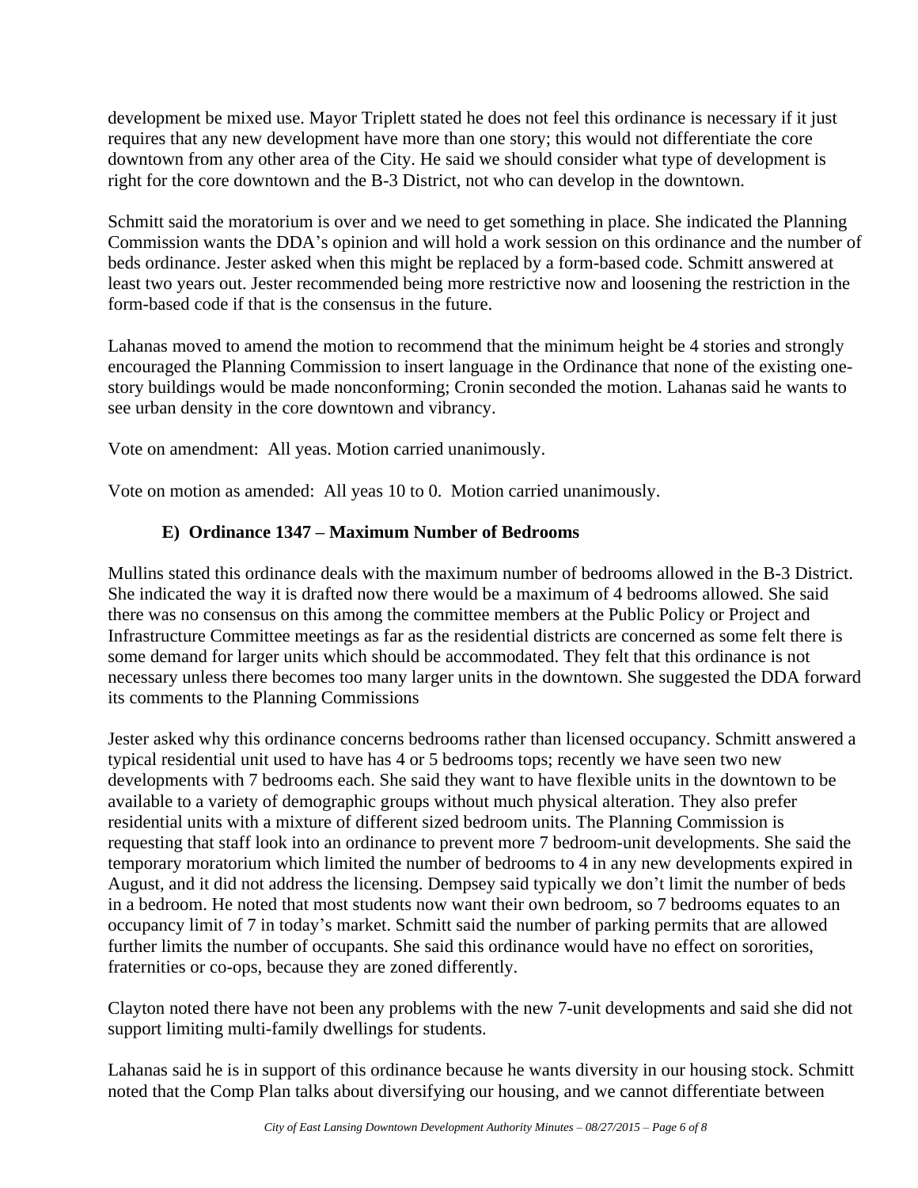development be mixed use. Mayor Triplett stated he does not feel this ordinance is necessary if it just requires that any new development have more than one story; this would not differentiate the core downtown from any other area of the City. He said we should consider what type of development is right for the core downtown and the B-3 District, not who can develop in the downtown.

Schmitt said the moratorium is over and we need to get something in place. She indicated the Planning Commission wants the DDA's opinion and will hold a work session on this ordinance and the number of beds ordinance. Jester asked when this might be replaced by a form-based code. Schmitt answered at least two years out. Jester recommended being more restrictive now and loosening the restriction in the form-based code if that is the consensus in the future.

Lahanas moved to amend the motion to recommend that the minimum height be 4 stories and strongly encouraged the Planning Commission to insert language in the Ordinance that none of the existing one-story buildings would be made nonconforming; Cronin seconded the motion. Lahanas said he wants to see urban density in the core downtown and vibrancy.

Vote on amendment: All yeas. Motion carried unanimously.

Vote on motion as amended: All yeas 10 to 0. Motion carried unanimously.

**E) Ordinance 1347 – Maximum Number of Bedrooms**

Mullins stated this ordinance deals with the maximum number of bedrooms allowed in the B-3 District. She indicated the way it is drafted now there would be a maximum of 4 bedrooms allowed. She said there was no consensus on this among the committee members at the Public Policy or Project and Infrastructure Committee meetings as far as the residential districts are concerned as some felt there is some demand for larger units which should be accommodated. They felt that this ordinance is not necessary unless there becomes too many larger units in the downtown. She suggested the DDA forward its comments to the Planning Commissions

Jester asked why this ordinance concerns bedrooms rather than licensed occupancy. Schmitt answered a typical residential unit used to have has 4 or 5 bedrooms tops; recently we have seen two new developments with 7 bedrooms each. She said they want to have flexible units in the downtown to be available to a variety of demographic groups without much physical alteration. They also prefer residential units with a mixture of different sized bedroom units. The Planning Commission is requesting that staff look into an ordinance to prevent more 7 bedroom-unit developments. She said the temporary moratorium which limited the number of bedrooms to 4 in any new developments expired in August, and it did not address the licensing. Dempsey said typically we don't limit the number of beds in a bedroom. He noted that most students now want their own bedroom, so 7 bedrooms equates to an occupancy limit of 7 in today's market. Schmitt said the number of parking permits that are allowed further limits the number of occupants. She said this ordinance would have no effect on sororities, fraternities or co-ops, because they are zoned differently.

Clayton noted there have not been any problems with the new 7-unit developments and said she did not support limiting multi-family dwellings for students.

Lahanas said he is in support of this ordinance because he wants diversity in our housing stock. Schmitt noted that the Comp Plan talks about diversifying our housing, and we cannot differentiate between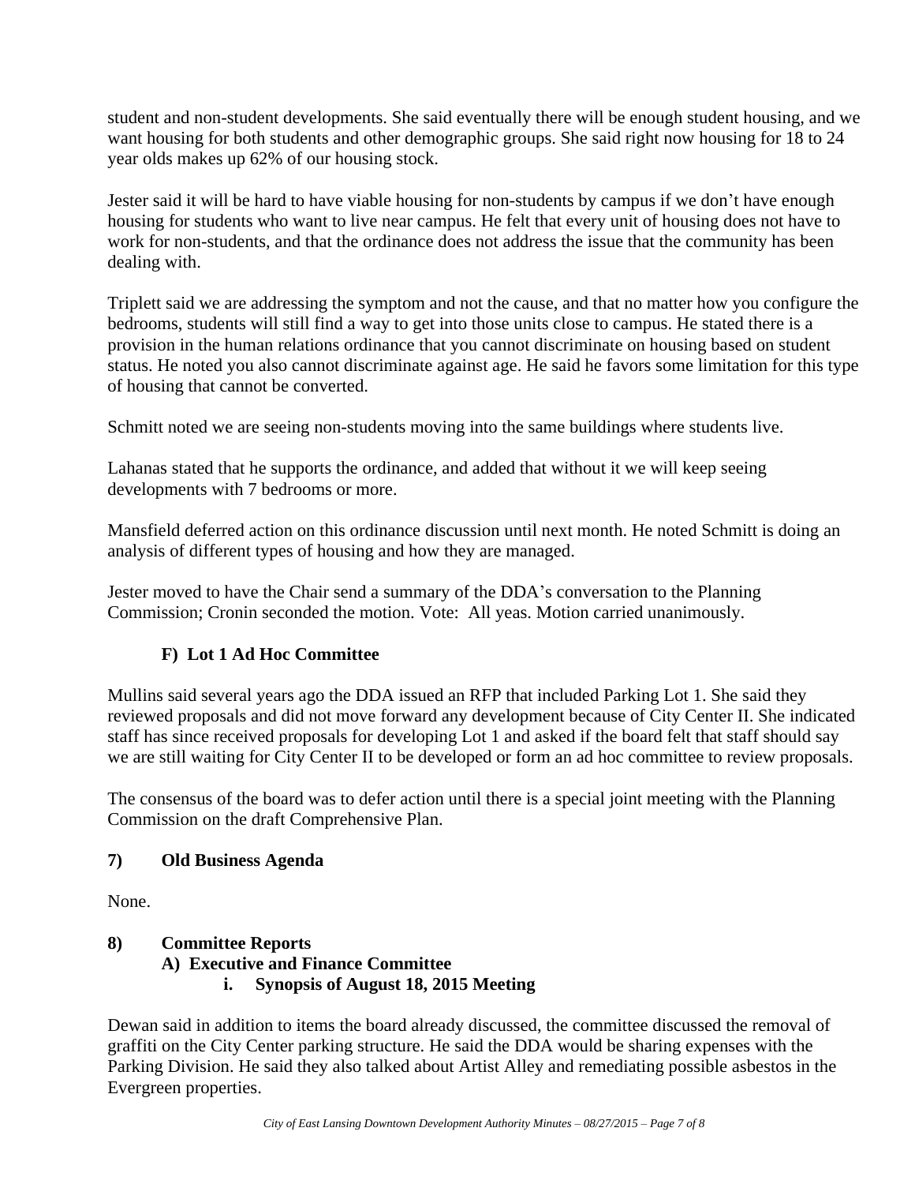student and non-student developments. She said eventually there will be enough student housing, and we want housing for both students and other demographic groups. She said right now housing for 18 to 24 year olds makes up 62% of our housing stock.

Jester said it will be hard to have viable housing for non-students by campus if we don't have enough housing for students who want to live near campus. He felt that every unit of housing does not have to work for non-students, and that the ordinance does not address the issue that the community has been dealing with.

Triplett said we are addressing the symptom and not the cause, and that no matter how you configure the bedrooms, students will still find a way to get into those units close to campus. He stated there is a provision in the human relations ordinance that you cannot discriminate on housing based on student status. He noted you also cannot discriminate against age. He said he favors some limitation for this type of housing that cannot be converted.

Schmitt noted we are seeing non-students moving into the same buildings where students live.

Lahanas stated that he supports the ordinance, and added that without it we will keep seeing developments with 7 bedrooms or more.

Mansfield deferred action on this ordinance discussion until next month. He noted Schmitt is doing an analysis of different types of housing and how they are managed.

Jester moved to have the Chair send a summary of the DDA's conversation to the Planning Commission; Cronin seconded the motion. Vote: All yeas. Motion carried unanimously.

### F) Lot 1 Ad Hoc Committee

Mullins said several years ago the DDA issued an RFP that included Parking Lot 1. She said they reviewed proposals and did not move forward any development because of City Center II. She indicated staff has since received proposals for developing Lot 1 and asked if the board felt that staff should say we are still waiting for City Center II to be developed or form an ad hoc committee to review proposals.

The consensus of the board was to defer action until there is a special joint meeting with the Planning Commission on the draft Comprehensive Plan.

## 7) Old Business Agenda

None.

## 8) Committee Reports

### A) Executive and Finance Committee

#### i. Synopsis of August 18, 2015 Meeting

Dewan said in addition to items the board already discussed, the committee discussed the removal of graffiti on the City Center parking structure. He said the DDA would be sharing expenses with the Parking Division. He said they also talked about Artist Alley and remediating possible asbestos in the Evergreen properties.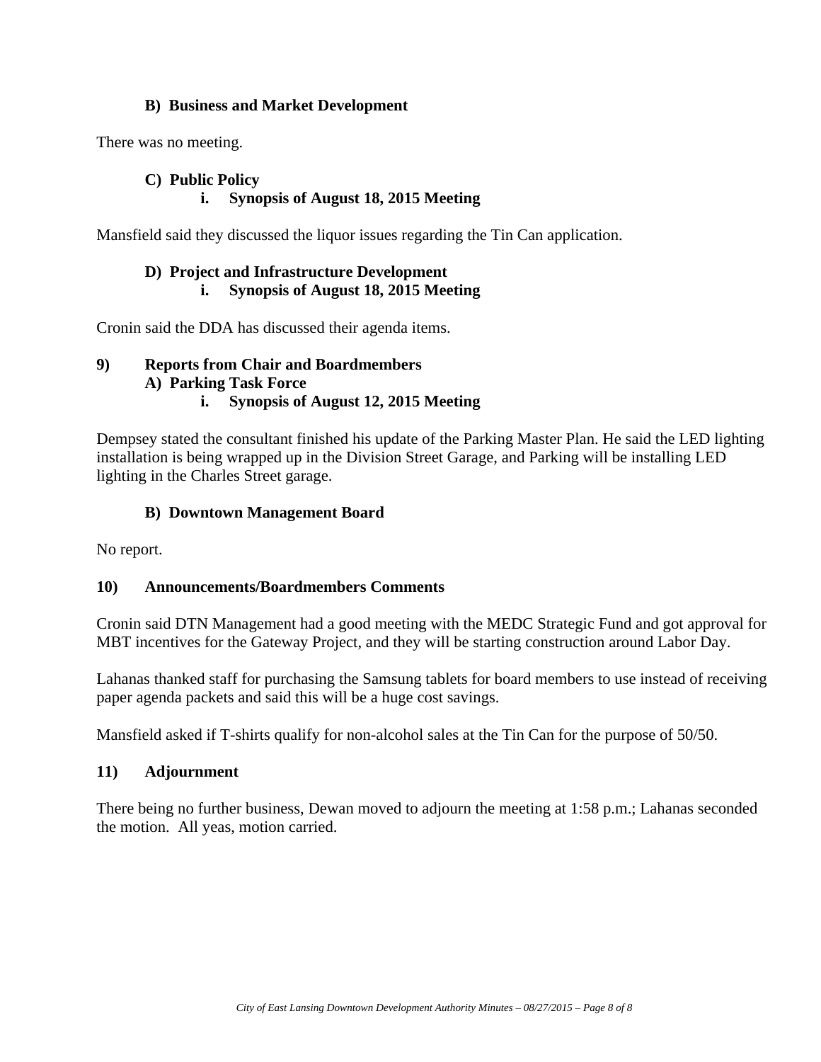### B) Business and Market Development

There was no meeting.

### C) Public Policy

#### i. Synopsis of August 18, 2015 Meeting

Mansfield said they discussed the liquor issues regarding the Tin Can application.

### D) Project and Infrastructure Development

#### i. Synopsis of August 18, 2015 Meeting

Cronin said the DDA has discussed their agenda items.

## 9) Reports from Chair and Boardmembers

### A) Parking Task Force

#### i. Synopsis of August 12, 2015 Meeting

Dempsey stated the consultant finished his update of the Parking Master Plan. He said the LED lighting installation is being wrapped up in the Division Street Garage, and Parking will be installing LED lighting in the Charles Street garage.

### B) Downtown Management Board

No report.

## 10) Announcements/Boardmembers Comments

Cronin said DTN Management had a good meeting with the MEDC Strategic Fund and got approval for MBT incentives for the Gateway Project, and they will be starting construction around Labor Day.

Lahanas thanked staff for purchasing the Samsung tablets for board members to use instead of receiving paper agenda packets and said this will be a huge cost savings.

Mansfield asked if T-shirts qualify for non-alcohol sales at the Tin Can for the purpose of 50/50.

## 11) Adjournment

There being no further business, Dewan moved to adjourn the meeting at 1:58 p.m.; Lahanas seconded the motion. All yeas, motion carried.